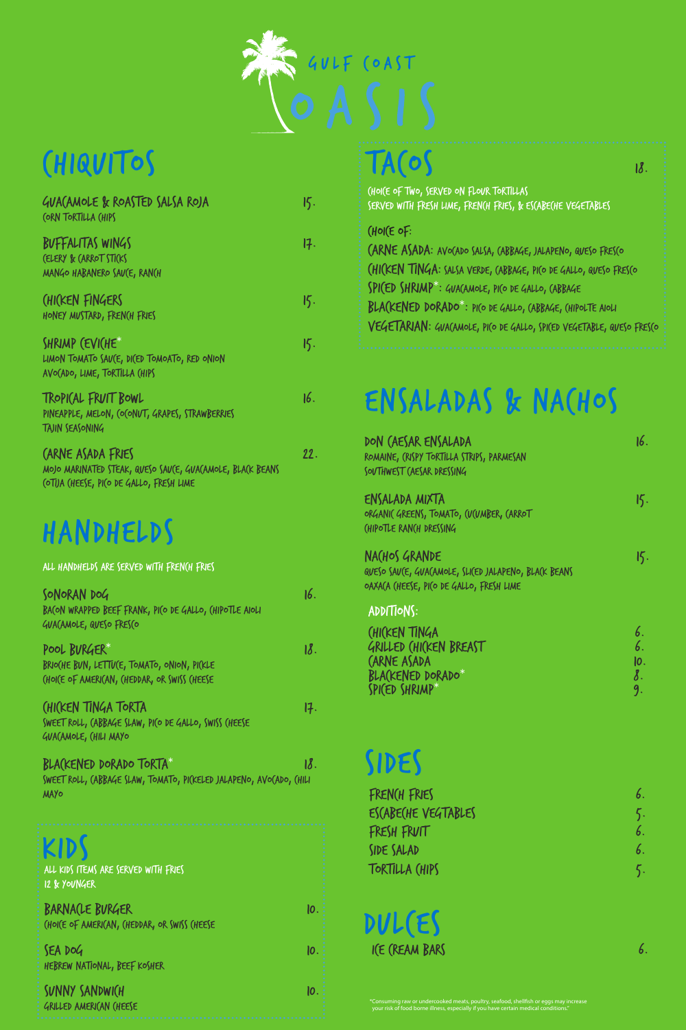# Gulf Coast Oasis

## Chiquitos

**Guacamole & Roasted Salsa Roja** — 15.
Corn Tortilla Chips

**Buffalitas Wings** — 17.
Celery & Carrot Sticks
Mango Habanero Sauce, Ranch

**Chicken Fingers** — 15.
Honey Mustard, French Fries

**Shrimp Ceviche*** — 15.
Limon Tomato Sauce, Diced Tomoato, Red Onion
Avocado, Lime, Tortilla Chips

**Tropical Fruit Bowl** — 16.
Pineapple, Melon, Coconut, Grapes, Strawberries
Tajin Seasoning

**Carne Asada Fries** — 22.
Mojo Marinated Steak, Queso Sauce, Guacamole, Black Beans
Cotija Cheese, Pico de Gallo, Fresh Lime

## Handhelds

All handhelds are served with French Fries

**Sonoran Dog** — 16.
Bacon Wrapped Beef Frank, Pico de Gallo, Chipotle Aioli
Guacamole, Queso Fresco

**Pool Burger*** — 18.
Brioche Bun, Lettuce, Tomato, Onion, Pickle
Choice of American, Cheddar, or Swiss Cheese

**Chicken Tinga Torta** — 17.
Sweet Roll, Cabbage Slaw, Pico de Gallo, Swiss Cheese
Guacamole, Chili Mayo

**Blackened Dorado Torta*** — 18.
Sweet Roll, Cabbage Slaw, Tomato, Pickeled Jalapeno, Avocado, Chili Mayo

## Kids

All kids items are served with fries
12 & Younger

**Barnacle Burger** — 10.
Choice of American, Cheddar, or Swiss Cheese

**Sea Dog** — 10.
Hebrew National, Beef Kosher

**Sunny Sandwich** — 10.
Grilled American Cheese

## Tacos — 18.

Choice of Two, served on Flour Tortillas
Served with Fresh Lime, French Fries, & Escabeche Vegetables

Choice of:

**Carne Asada:** Avocado Salsa, Cabbage, Jalapeno, Queso Fresco
**Chicken Tinga:** Salsa Verde, Cabbage, Pico de Gallo, Queso Fresco
**Spiced Shrimp*:** Guacamole, Pico de Gallo, Cabbage
**Blackened Dorado*:** Pico de Gallo, Cabbage, Chipolte Aioli
**Vegetarian:** Guacamole, Pico de Gallo, Spiced Vegetable, Queso Fresco

## Ensaladas & Nachos

**Don Caesar Ensalada** — 16.
Romaine, Crispy Tortilla Strips, Parmesan
Southwest Caesar Dressing

**Ensalada Mixta** — 15.
Organic Greens, Tomato, Cucumber, Carrot
Chipotle Ranch Dressing

**Nachos Grande** — 15.
Queso Sauce, Guacamole, Sliced Jalapeno, Black Beans
Oaxaca Cheese, Pico de Gallo, Fresh Lime

### Additions:

| Item | Price |
| --- | --- |
| Chicken Tinga | 6. |
| Grilled Chicken Breast | 6. |
| Carne Asada | 10. |
| Blackened Dorado* | 8. |
| Spiced Shrimp* | 9. |

## Sides

| Item | Price |
| --- | --- |
| French Fries | 6. |
| Escabeche Vegtables | 5. |
| Fresh Fruit | 6. |
| Side Salad | 6. |
| Tortilla Chips | 5. |

## Dulces

| Item | Price |
| --- | --- |
| Ice Cream Bars | 6. |

"Consuming raw or undercooked meats, poultry, seafood, shellfish or eggs may increase your risk of food borne illness, especially if you have certain medical conditions."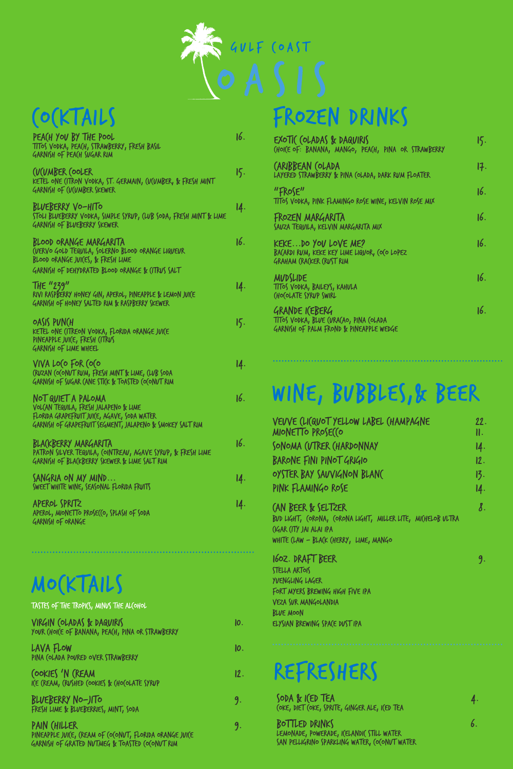# GULF COAST OASIS

## COCKTAILS

**PEACH YOU BY THE POOL** — 16.
TITOS VODKA, PEACH, STRAWBERRY, FRESH BASIL
GARNISH OF PEACH SUGAR RIM

**CUCUMBER COOLER** — 15.
KETEL ONE CITRON VODKA, ST. GERMAIN, CUCUMBER, & FRESH MINT
GARNISH OF CUCUMBER SKEWER

**BLUEBERRY VO-HITO** — 14.
STOLI BLUEBERRY VODKA, SIMPLE SYRUP, CLUB SODA, FRESH MINT & LIME
GARNISH OF BLUEBERRY SKEWER

**BLOOD ORANGE MARGARITA** — 16.
CUERVO GOLD TEQUILA, SOLERNO BLOOD ORANGE LIQUEUR
BLOOD ORANGE JUICES, & FRESH LIME
GARNISH OF DEHYDRATED BLOOD ORANGE & CITRUS SALT

**THE "239"** — 14.
RIVI RASPBERRY HONEY GIN, APEROL, PINEAPPLE & LEMON JUICE
GARNISH OF HONEY SALTED RIM & RASPBERRY SKEWER

**OASIS PUNCH** — 15.
KETEL ONE CITREON VODKA, FLORIDA ORANGE JUICE
PINEAPPLE JUICE, FRESH CITRUS
GARNISH OF LIME WHEEL

**VIVA LOCO FOR COCO** — 14.
CRUZAN COCONUT RUM, FRESH MINT & LIME, CLUB SODA
GARNISH OF SUGAR CANE STICK & TOASTED COCONUT RIM

**NOT QUIET A PALOMA** — 16.
VOLCAN TEQUILA, FRESH JALAPENO & LIME
FLORIDA GRAPEFRUIT JUICE, AGAVE, SODA WATER
GARNISH OF GRAPEFRUIT SEGMENT, JALAPENO & SMOKEY SALT RIM

**BLACKBERRY MARGARITA** — 16.
PATRON SILVER TEQUILA, COINTREAU, AGAVE SYRUP, & FRESH LIME
GARNISH OF BLACKBERRY SKEWER & LIME SALT RIM

**SANGRIA ON MY MIND...** — 14.
SWEET WHITE WINE, SEASONAL FLORIDA FRUITS

**APEROL SPRITZ** — 14.
APEROL, MIONETTO PROSECCO, SPLASH OF SODA
GARNISH OF ORANGE

## MOCKTAILS

TASTES OF THE TROPICS, MINUS THE ALCOHOL

**VIRGIN COLADAS & DAQUIRIS** — 10.
YOUR CHOICE OF BANANA, PEACH, PINA OR STRAWBERRY

**LAVA FLOW** — 10.
PINA COLADA POURED OVER STRAWBERRY

**COOKIES 'N CREAM** — 12.
ICE CREAM, CRUSHED COOKIES & CHOCOLATE SYRUP

**BLUEBERRY NO-JITO** — 9.
FRESH LIME & BLUEBERRIES, MINT, SODA

**PAIN CHILLER** — 9.
PINEAPPLE JUICE, CREAM OF COCONUT, FLORIDA ORANGE JUICE
GARNISH OF GRATED NUTMEG & TOASTED COCONUT RIM

## FROZEN DRINKS

**EXOTIC COLADAS & DAQUIRIS** — 15.
CHOICE OF: BANANA, MANGO, PEACH, PINA OR STRAWBERRY

**CARIBBEAN COLADA** — 17.
LAYERED STRAWBERRY & PINA COLADA, DARK RUM FLOATER

**"FROSE"** — 16.
TITOS VODKA, PINK FLAMINGO ROSE WINE, KELVIN ROSE MIX

**FROZEN MARGARITA** — 16.
SAUZA TEQUILA, KELVIN MARGARITA MIX

**KEKE...DO YOU LOVE ME?** — 16.
BACARDI RUM, KEKE KEY LIME LIQUOR, COCO LOPEZ
GRAHAM CRACKER CRUST RIM

**MUDSLIDE** — 16.
TITOS VODKA, BAILEYS, KAHULA
CHOCOLATE SYRUP SWIRL

**GRANDE ICEBERG** — 16.
TITOS VODKA, BLUE CURACAO, PINA COLADA
GARNISH OF PALM FROND & PINEAPPLE WEDGE

## WINE, BUBBLES, & BEER

| | |
|---|---|
| VEUVE CLICQUOT YELLOW LABEL CHAMPAGNE | 22. |
| MIONETTO PROSECCO | 11. |
| SONOMA CUTRER CHARDONNAY | 14. |
| BARONE FINI PINOT GRIGIO | 12. |
| OYSTER BAY SAUVIGNON BLANC | 13. |
| PINK FLAMINGO ROSE | 14. |

**CAN BEER & SELTZER** — 8.
BUD LIGHT, CORONA, CORONA LIGHT, MILLER LITE, MICHELOB ULTRA
CIGAR CITY JAI ALAI IPA
WHITE CLAW - BLACK CHERRY, LIME, MANGO

**16OZ. DRAFT BEER** — 9.
STELLA ARTOIS
YUENGLING LAGER
FORT MYERS BREWING HIGH FIVE IPA
VEZA SUR MANGOLANDIA
BLUE MOON
ELYSIAN BREWING SPACE DUST IPA

## REFRESHERS

**SODA & ICED TEA** — 4.
COKE, DIET COKE, SPRITE, GINGER ALE, ICED TEA

**BOTTLED DRINKS** — 6.
LEMONADE, POWERADE, ICELANDIC STILL WATER
SAN PELLIGRINO SPARKLING WATER, COCONUT WATER